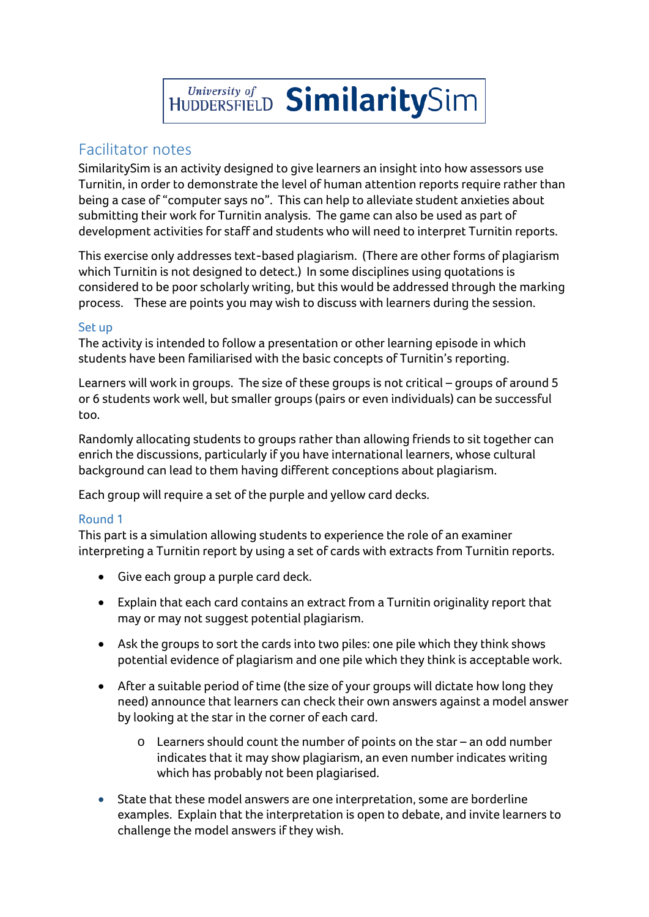# University of Huddersfield SimilaritySim

## Facilitator notes

SimilaritySim is an activity designed to give learners an insight into how assessors use Turnitin, in order to demonstrate the level of human attention reports require rather than being a case of "computer says no". This can help to alleviate student anxieties about submitting their work for Turnitin analysis. The game can also be used as part of development activities for staff and students who will need to interpret Turnitin reports.

This exercise only addresses text-based plagiarism. (There are other forms of plagiarism which Turnitin is not designed to detect.) In some disciplines using quotations is considered to be poor scholarly writing, but this would be addressed through the marking process. These are points you may wish to discuss with learners during the session.

### Set up

The activity is intended to follow a presentation or other learning episode in which students have been familiarised with the basic concepts of Turnitin's reporting.

Learners will work in groups. The size of these groups is not critical – groups of around 5 or 6 students work well, but smaller groups (pairs or even individuals) can be successful too.

Randomly allocating students to groups rather than allowing friends to sit together can enrich the discussions, particularly if you have international learners, whose cultural background can lead to them having different conceptions about plagiarism.

Each group will require a set of the purple and yellow card decks.

### Round 1

This part is a simulation allowing students to experience the role of an examiner interpreting a Turnitin report by using a set of cards with extracts from Turnitin reports.

- Give each group a purple card deck.
- Explain that each card contains an extract from a Turnitin originality report that may or may not suggest potential plagiarism.
- Ask the groups to sort the cards into two piles: one pile which they think shows potential evidence of plagiarism and one pile which they think is acceptable work.
- After a suitable period of time (the size of your groups will dictate how long they need) announce that learners can check their own answers against a model answer by looking at the star in the corner of each card.
    - Learners should count the number of points on the star – an odd number indicates that it may show plagiarism, an even number indicates writing which has probably not been plagiarised.
- State that these model answers are one interpretation, some are borderline examples. Explain that the interpretation is open to debate, and invite learners to challenge the model answers if they wish.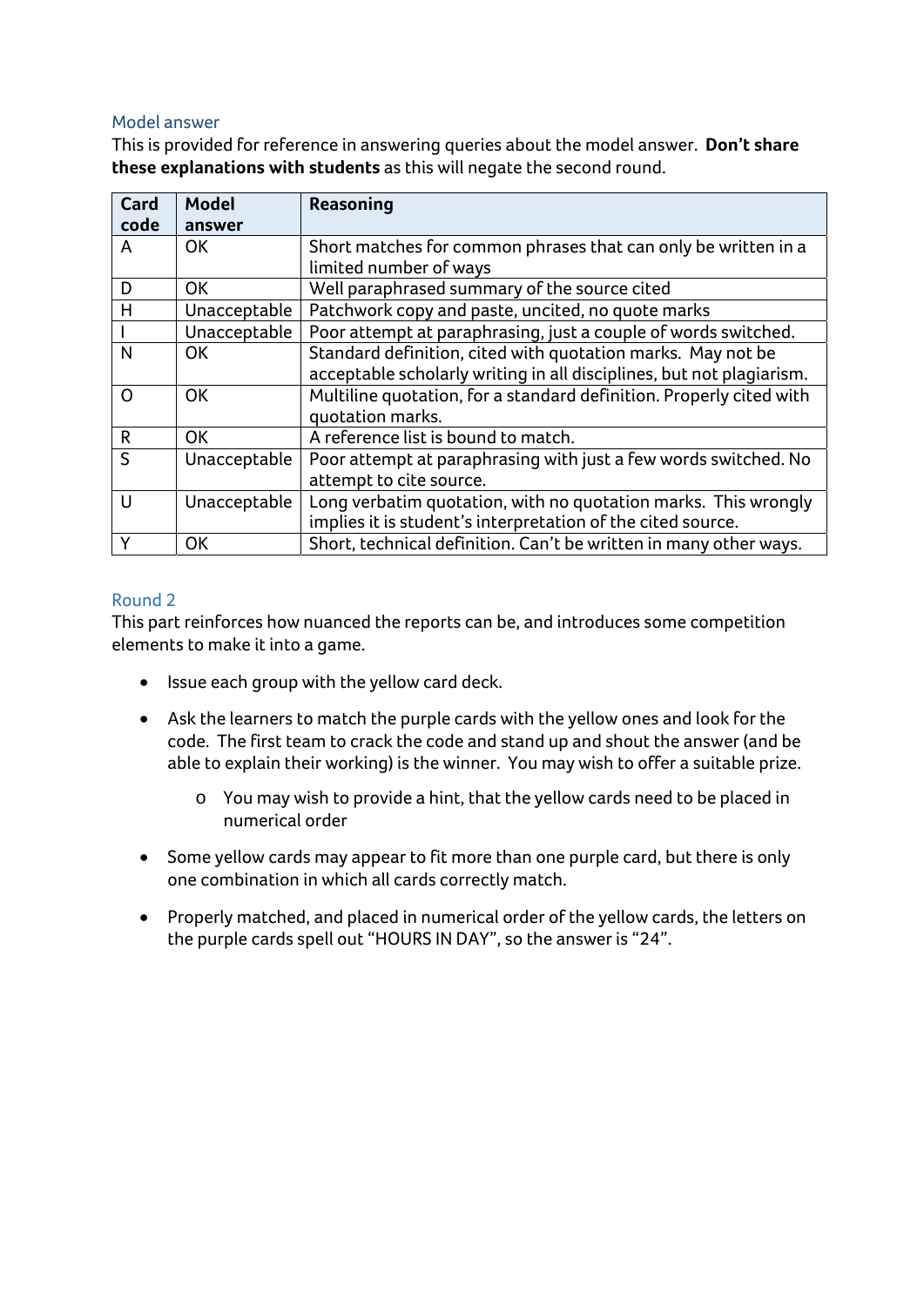## Model answer

This is provided for reference in answering queries about the model answer. **Don't share these explanations with students** as this will negate the second round.

| Card code | Model answer | Reasoning |
|---|---|---|
| A | OK | Short matches for common phrases that can only be written in a limited number of ways |
| D | OK | Well paraphrased summary of the source cited |
| H | Unacceptable | Patchwork copy and paste, uncited, no quote marks |
| I | Unacceptable | Poor attempt at paraphrasing, just a couple of words switched. |
| N | OK | Standard definition, cited with quotation marks. May not be acceptable scholarly writing in all disciplines, but not plagiarism. |
| O | OK | Multiline quotation, for a standard definition. Properly cited with quotation marks. |
| R | OK | A reference list is bound to match. |
| S | Unacceptable | Poor attempt at paraphrasing with just a few words switched. No attempt to cite source. |
| U | Unacceptable | Long verbatim quotation, with no quotation marks. This wrongly implies it is student's interpretation of the cited source. |
| Y | OK | Short, technical definition. Can't be written in many other ways. |

## Round 2

This part reinforces how nuanced the reports can be, and introduces some competition elements to make it into a game.

- Issue each group with the yellow card deck.
- Ask the learners to match the purple cards with the yellow ones and look for the code. The first team to crack the code and stand up and shout the answer (and be able to explain their working) is the winner. You may wish to offer a suitable prize.
  - You may wish to provide a hint, that the yellow cards need to be placed in numerical order
- Some yellow cards may appear to fit more than one purple card, but there is only one combination in which all cards correctly match.
- Properly matched, and placed in numerical order of the yellow cards, the letters on the purple cards spell out "HOURS IN DAY", so the answer is "24".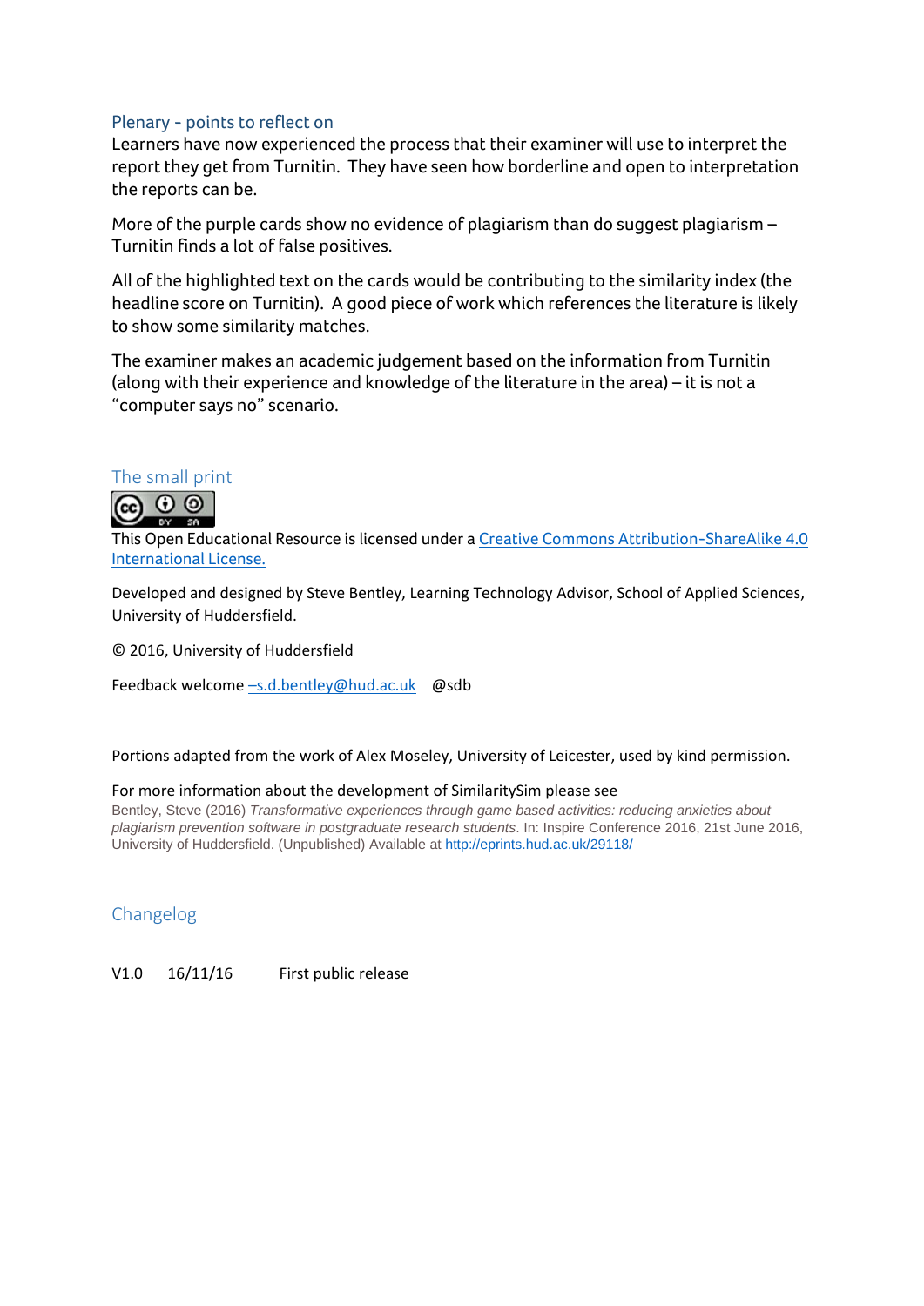## Plenary - points to reflect on

Learners have now experienced the process that their examiner will use to interpret the report they get from Turnitin. They have seen how borderline and open to interpretation the reports can be.

More of the purple cards show no evidence of plagiarism than do suggest plagiarism – Turnitin finds a lot of false positives.

All of the highlighted text on the cards would be contributing to the similarity index (the headline score on Turnitin). A good piece of work which references the literature is likely to show some similarity matches.

The examiner makes an academic judgement based on the information from Turnitin (along with their experience and knowledge of the literature in the area) – it is not a "computer says no" scenario.

## The small print

This Open Educational Resource is licensed under a [Creative Commons Attribution-ShareAlike 4.0 International License.](https://creativecommons.org/licenses/by-sa/4.0/)

Developed and designed by Steve Bentley, Learning Technology Advisor, School of Applied Sciences, University of Huddersfield.

© 2016, University of Huddersfield

Feedback welcome [–s.d.bentley@hud.ac.uk](mailto:s.d.bentley@hud.ac.uk) @sdb

Portions adapted from the work of Alex Moseley, University of Leicester, used by kind permission.

For more information about the development of SimilaritySim please see

Bentley, Steve (2016) *Transformative experiences through game based activities: reducing anxieties about plagiarism prevention software in postgraduate research students*. In: Inspire Conference 2016, 21st June 2016, University of Huddersfield. (Unpublished) Available at [http://eprints.hud.ac.uk/29118/](http://eprints.hud.ac.uk/29118/)

## Changelog

| | | |
|---|---|---|
| V1.0 | 16/11/16 | First public release |